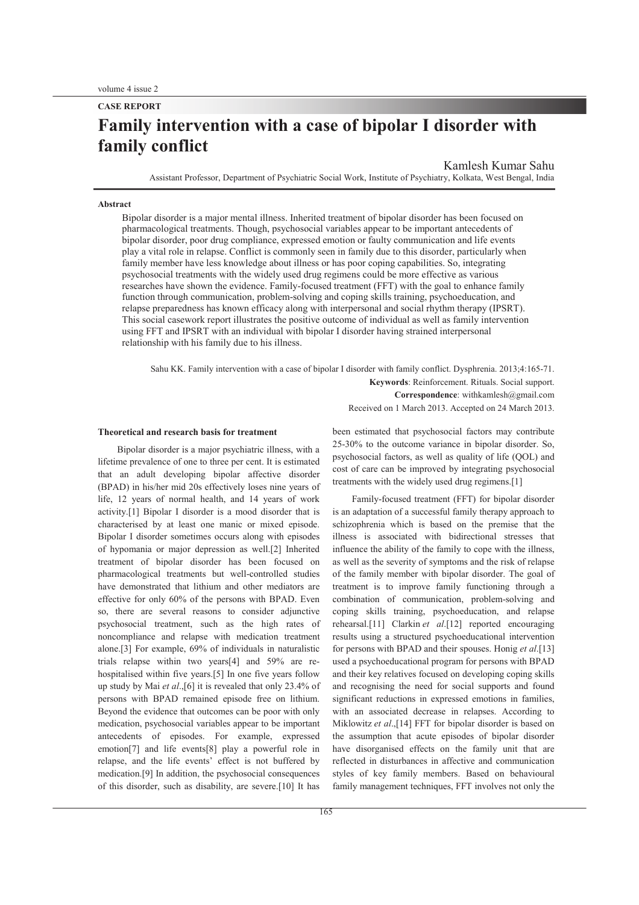CASE REPORT

# Family intervention with a case of bipolar I disorder with family conflict

Kamlesh Kumar Sahu

Assistant Professor, Department of Psychiatric Social Work, Institute of Psychiatry, Kolkata, West Bengal, India

**Abstract**

Bipolar disorder is a major mental illness. Inherited treatment of bipolar disorder has been focused on pharmacological treatments. Though, psychosocial variables appear to be important antecedents of bipolar disorder, poor drug compliance, expressed emotion or faulty communication and life events play a vital role in relapse. Conflict is commonly seen in family due to this disorder, particularly when family member have less knowledge about illness or has poor coping capabilities. So, integrating psychosocial treatments with the widely used drug regimens could be more effective as various researches have shown the evidence. Family-focused treatment (FFT) with the goal to enhance family function through communication, problem-solving and coping skills training, psychoeducation, and relapse preparedness has known efficacy along with interpersonal and social rhythm therapy (IPSRT). This social casework report illustrates the positive outcome of individual as well as family intervention using FFT and IPSRT with an individual with bipolar I disorder having strained interpersonal relationship with his family due to his illness.

Sahu KK. Family intervention with a case of bipolar I disorder with family conflict. Dysphrenia. 2013;4:165-71.

**Keywords**: Reinforcement. Rituals. Social support.

**Correspondence**: withkamlesh@gmail.com

Received on 1 March 2013. Accepted on 24 March 2013.

**Theoretical and research basis for treatment**

Bipolar disorder is a major psychiatric illness, with a lifetime prevalence of one to three per cent. It is estimated that an adult developing bipolar affective disorder (BPAD) in his/her mid 20s effectively loses nine years of life, 12 years of normal health, and 14 years of work activity.[1] Bipolar I disorder is a mood disorder that is characterised by at least one manic or mixed episode. Bipolar I disorder sometimes occurs along with episodes of hypomania or major depression as well.[2] Inherited treatment of bipolar disorder has been focused on pharmacological treatments but well-controlled studies have demonstrated that lithium and other mediators are effective for only 60% of the persons with BPAD. Even so, there are several reasons to consider adjunctive psychosocial treatment, such as the high rates of noncompliance and relapse with medication treatment alone.[3] For example, 69% of individuals in naturalistic trials relapse within two years[4] and 59% are re-hospitalised within five years.[5] In one five years follow up study by Mai *et al*.,[6] it is revealed that only 23.4% of persons with BPAD remained episode free on lithium. Beyond the evidence that outcomes can be poor with only medication, psychosocial variables appear to be important antecedents of episodes. For example, expressed emotion[7] and life events[8] play a powerful role in relapse, and the life events' effect is not buffered by medication.[9] In addition, the psychosocial consequences of this disorder, such as disability, are severe.[10] It has been estimated that psychosocial factors may contribute 25-30% to the outcome variance in bipolar disorder. So, psychosocial factors, as well as quality of life (QOL) and cost of care can be improved by integrating psychosocial treatments with the widely used drug regimens.[1]

Family-focused treatment (FFT) for bipolar disorder is an adaptation of a successful family therapy approach to schizophrenia which is based on the premise that the illness is associated with bidirectional stresses that influence the ability of the family to cope with the illness, as well as the severity of symptoms and the risk of relapse of the family member with bipolar disorder. The goal of treatment is to improve family functioning through a combination of communication, problem-solving and coping skills training, psychoeducation, and relapse rehearsal.[11] Clarkin *et al*.[12] reported encouraging results using a structured psychoeducational intervention for persons with BPAD and their spouses. Honig *et al*.[13] used a psychoeducational program for persons with BPAD and their key relatives focused on developing coping skills and recognising the need for social supports and found significant reductions in expressed emotions in families, with an associated decrease in relapses. According to Miklowitz *et al*.,[14] FFT for bipolar disorder is based on the assumption that acute episodes of bipolar disorder have disorganised effects on the family unit that are reflected in disturbances in affective and communication styles of key family members. Based on behavioural family management techniques, FFT involves not only the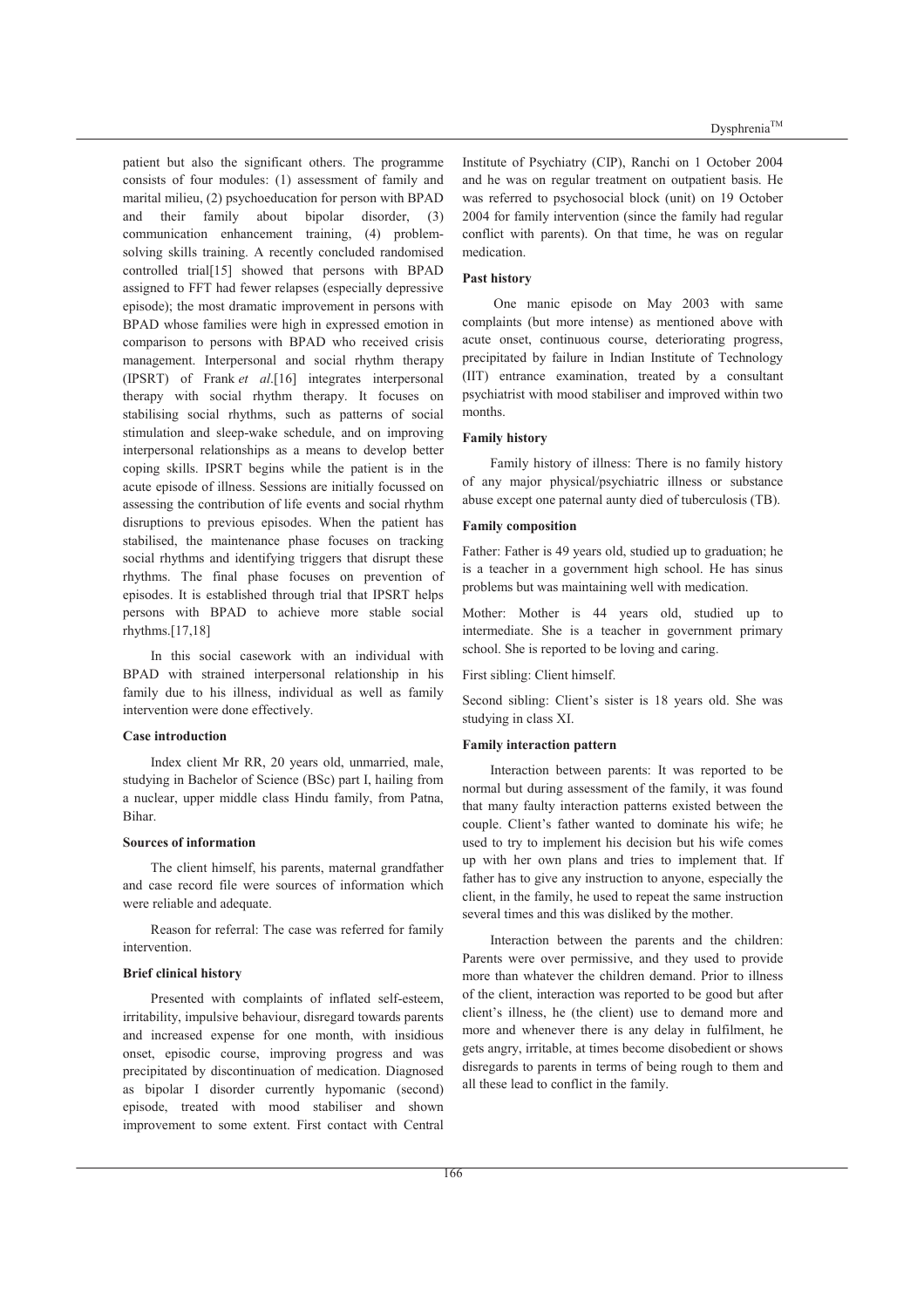patient but also the significant others. The programme consists of four modules: (1) assessment of family and marital milieu, (2) psychoeducation for person with BPAD and their family about bipolar disorder, (3) communication enhancement training, (4) problem-solving skills training. A recently concluded randomised controlled trial[15] showed that persons with BPAD assigned to FFT had fewer relapses (especially depressive episode); the most dramatic improvement in persons with BPAD whose families were high in expressed emotion in comparison to persons with BPAD who received crisis management. Interpersonal and social rhythm therapy (IPSRT) of Frank *et al*.[16] integrates interpersonal therapy with social rhythm therapy. It focuses on stabilising social rhythms, such as patterns of social stimulation and sleep-wake schedule, and on improving interpersonal relationships as a means to develop better coping skills. IPSRT begins while the patient is in the acute episode of illness. Sessions are initially focussed on assessing the contribution of life events and social rhythm disruptions to previous episodes. When the patient has stabilised, the maintenance phase focuses on tracking social rhythms and identifying triggers that disrupt these rhythms. The final phase focuses on prevention of episodes. It is established through trial that IPSRT helps persons with BPAD to achieve more stable social rhythms.[17,18]

In this social casework with an individual with BPAD with strained interpersonal relationship in his family due to his illness, individual as well as family intervention were done effectively.

**Case introduction**

Index client Mr RR, 20 years old, unmarried, male, studying in Bachelor of Science (BSc) part I, hailing from a nuclear, upper middle class Hindu family, from Patna, Bihar.

**Sources of information**

The client himself, his parents, maternal grandfather and case record file were sources of information which were reliable and adequate.

Reason for referral: The case was referred for family intervention.

**Brief clinical history**

Presented with complaints of inflated self-esteem, irritability, impulsive behaviour, disregard towards parents and increased expense for one month, with insidious onset, episodic course, improving progress and was precipitated by discontinuation of medication. Diagnosed as bipolar I disorder currently hypomanic (second) episode, treated with mood stabiliser and shown improvement to some extent. First contact with Central Institute of Psychiatry (CIP), Ranchi on 1 October 2004 and he was on regular treatment on outpatient basis. He was referred to psychosocial block (unit) on 19 October 2004 for family intervention (since the family had regular conflict with parents). On that time, he was on regular medication.

**Past history**

One manic episode on May 2003 with same complaints (but more intense) as mentioned above with acute onset, continuous course, deteriorating progress, precipitated by failure in Indian Institute of Technology (IIT) entrance examination, treated by a consultant psychiatrist with mood stabiliser and improved within two months.

**Family history**

Family history of illness: There is no family history of any major physical/psychiatric illness or substance abuse except one paternal aunty died of tuberculosis (TB).

**Family composition**

Father: Father is 49 years old, studied up to graduation; he is a teacher in a government high school. He has sinus problems but was maintaining well with medication.

Mother: Mother is 44 years old, studied up to intermediate. She is a teacher in government primary school. She is reported to be loving and caring.

First sibling: Client himself.

Second sibling: Client's sister is 18 years old. She was studying in class XI.

**Family interaction pattern**

Interaction between parents: It was reported to be normal but during assessment of the family, it was found that many faulty interaction patterns existed between the couple. Client's father wanted to dominate his wife; he used to try to implement his decision but his wife comes up with her own plans and tries to implement that. If father has to give any instruction to anyone, especially the client, in the family, he used to repeat the same instruction several times and this was disliked by the mother.

Interaction between the parents and the children: Parents were over permissive, and they used to provide more than whatever the children demand. Prior to illness of the client, interaction was reported to be good but after client's illness, he (the client) use to demand more and more and whenever there is any delay in fulfilment, he gets angry, irritable, at times become disobedient or shows disregards to parents in terms of being rough to them and all these lead to conflict in the family.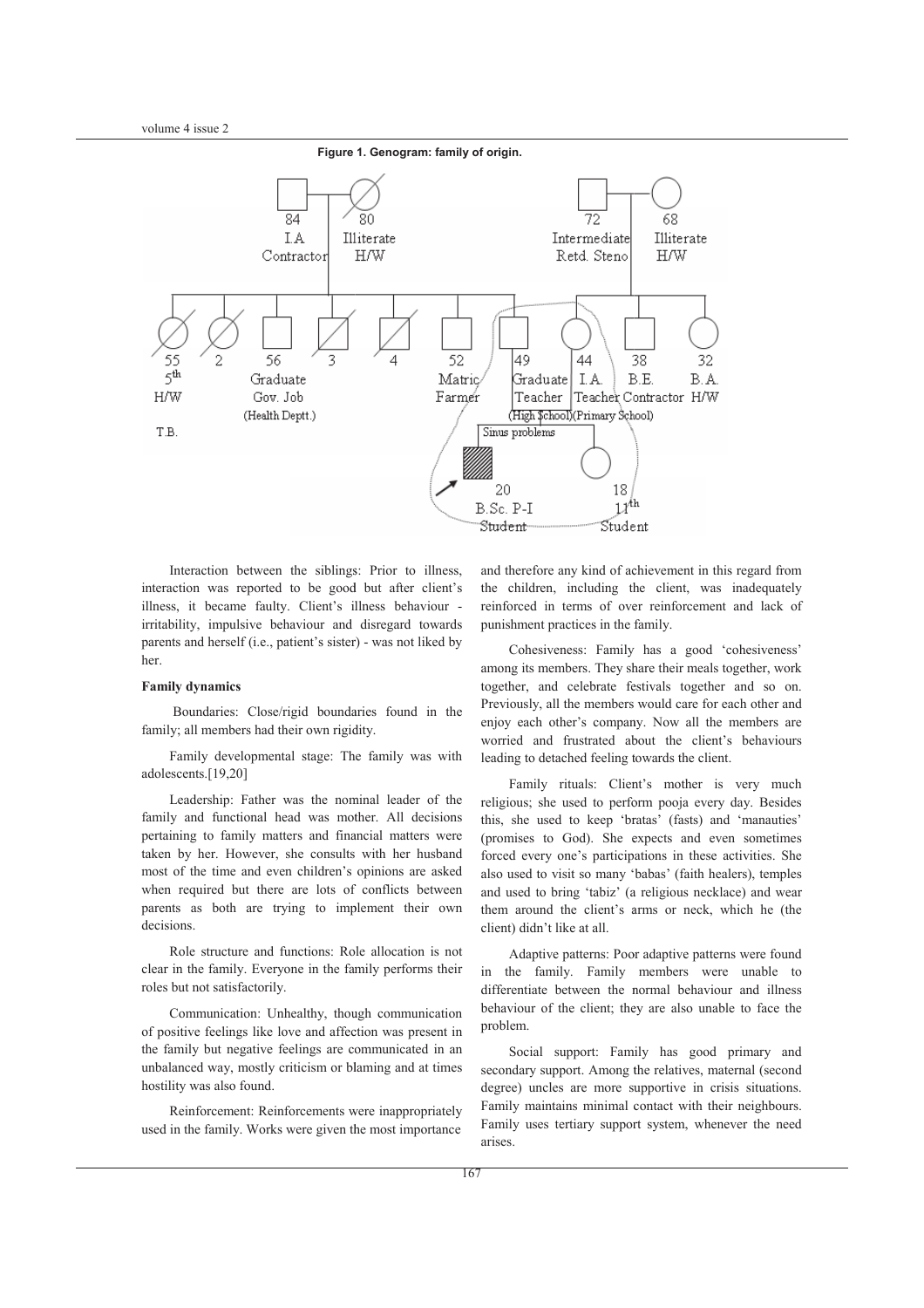**Figure 1. Genogram: family of origin.**

Interaction between the siblings: Prior to illness, interaction was reported to be good but after client's illness, it became faulty. Client's illness behaviour - irritability, impulsive behaviour and disregard towards parents and herself (i.e., patient's sister) - was not liked by her.

**Family dynamics**

Boundaries: Close/rigid boundaries found in the family; all members had their own rigidity.

Family developmental stage: The family was with adolescents.[19,20]

Leadership: Father was the nominal leader of the family and functional head was mother. All decisions pertaining to family matters and financial matters were taken by her. However, she consults with her husband most of the time and even children's opinions are asked when required but there are lots of conflicts between parents as both are trying to implement their own decisions.

Role structure and functions: Role allocation is not clear in the family. Everyone in the family performs their roles but not satisfactorily.

Communication: Unhealthy, though communication of positive feelings like love and affection was present in the family but negative feelings are communicated in an unbalanced way, mostly criticism or blaming and at times hostility was also found.

Reinforcement: Reinforcements were inappropriately used in the family. Works were given the most importance and therefore any kind of achievement in this regard from the children, including the client, was inadequately reinforced in terms of over reinforcement and lack of punishment practices in the family.

Cohesiveness: Family has a good 'cohesiveness' among its members. They share their meals together, work together, and celebrate festivals together and so on. Previously, all the members would care for each other and enjoy each other's company. Now all the members are worried and frustrated about the client's behaviours leading to detached feeling towards the client.

Family rituals: Client's mother is very much religious; she used to perform pooja every day. Besides this, she used to keep 'bratas' (fasts) and 'manauties' (promises to God). She expects and even sometimes forced every one's participations in these activities. She also used to visit so many 'babas' (faith healers), temples and used to bring 'tabiz' (a religious necklace) and wear them around the client's arms or neck, which he (the client) didn't like at all.

Adaptive patterns: Poor adaptive patterns were found in the family. Family members were unable to differentiate between the normal behaviour and illness behaviour of the client; they are also unable to face the problem.

Social support: Family has good primary and secondary support. Among the relatives, maternal (second degree) uncles are more supportive in crisis situations. Family maintains minimal contact with their neighbours. Family uses tertiary support system, whenever the need arises.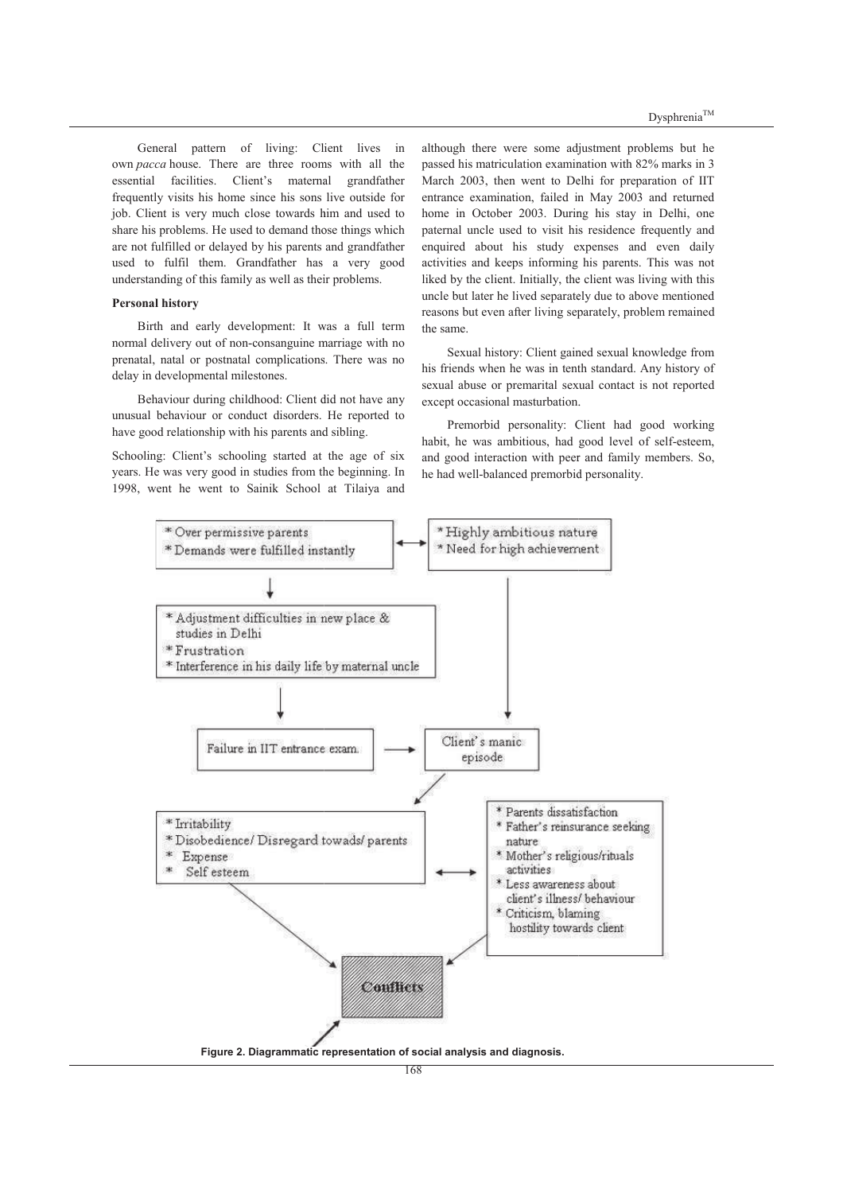General pattern of living: Client lives in own *pacca* house. There are three rooms with all the essential facilities. Client's maternal grandfather frequently visits his home since his sons live outside for job. Client is very much close towards him and used to share his problems. He used to demand those things which are not fulfilled or delayed by his parents and grandfather used to fulfil them. Grandfather has a very good understanding of this family as well as their problems.

**Personal history**

Birth and early development: It was a full term normal delivery out of non-consanguine marriage with no prenatal, natal or postnatal complications. There was no delay in developmental milestones.

Behaviour during childhood: Client did not have any unusual behaviour or conduct disorders. He reported to have good relationship with his parents and sibling.

Schooling: Client's schooling started at the age of six years. He was very good in studies from the beginning. In 1998, went he went to Sainik School at Tilaiya and although there were some adjustment problems but he passed his matriculation examination with 82% marks in 3 March 2003, then went to Delhi for preparation of IIT entrance examination, failed in May 2003 and returned home in October 2003. During his stay in Delhi, one paternal uncle used to visit his residence frequently and enquired about his study expenses and even daily activities and keeps informing his parents. This was not liked by the client. Initially, the client was living with this uncle but later he lived separately due to above mentioned reasons but even after living separately, problem remained the same.

Sexual history: Client gained sexual knowledge from his friends when he was in tenth standard. Any history of sexual abuse or premarital sexual contact is not reported except occasional masturbation.

Premorbid personality: Client had good working habit, he was ambitious, had good level of self-esteem, and good interaction with peer and family members. So, he had well-balanced premorbid personality.

* Over permissive parents
* Demands were fulfilled instantly

* Highly ambitious nature
* Need for high achievement

* Adjustment difficulties in new place & studies in Delhi
* Frustration
* Interference in his daily life by maternal uncle

Failure in IIT entrance exam.

Client's manic episode

* Irritability
* Disobedience/ Disregard towads/ parents
* Expense
* Self esteem

* Parents dissatisfaction
* Father's reinsurance seeking nature
* Mother's religious/rituals activities
* Less awareness about client's illness/ behaviour
* Criticism, blaming hostility towards client

Conflicts

**Figure 2. Diagrammatic representation of social analysis and diagnosis.**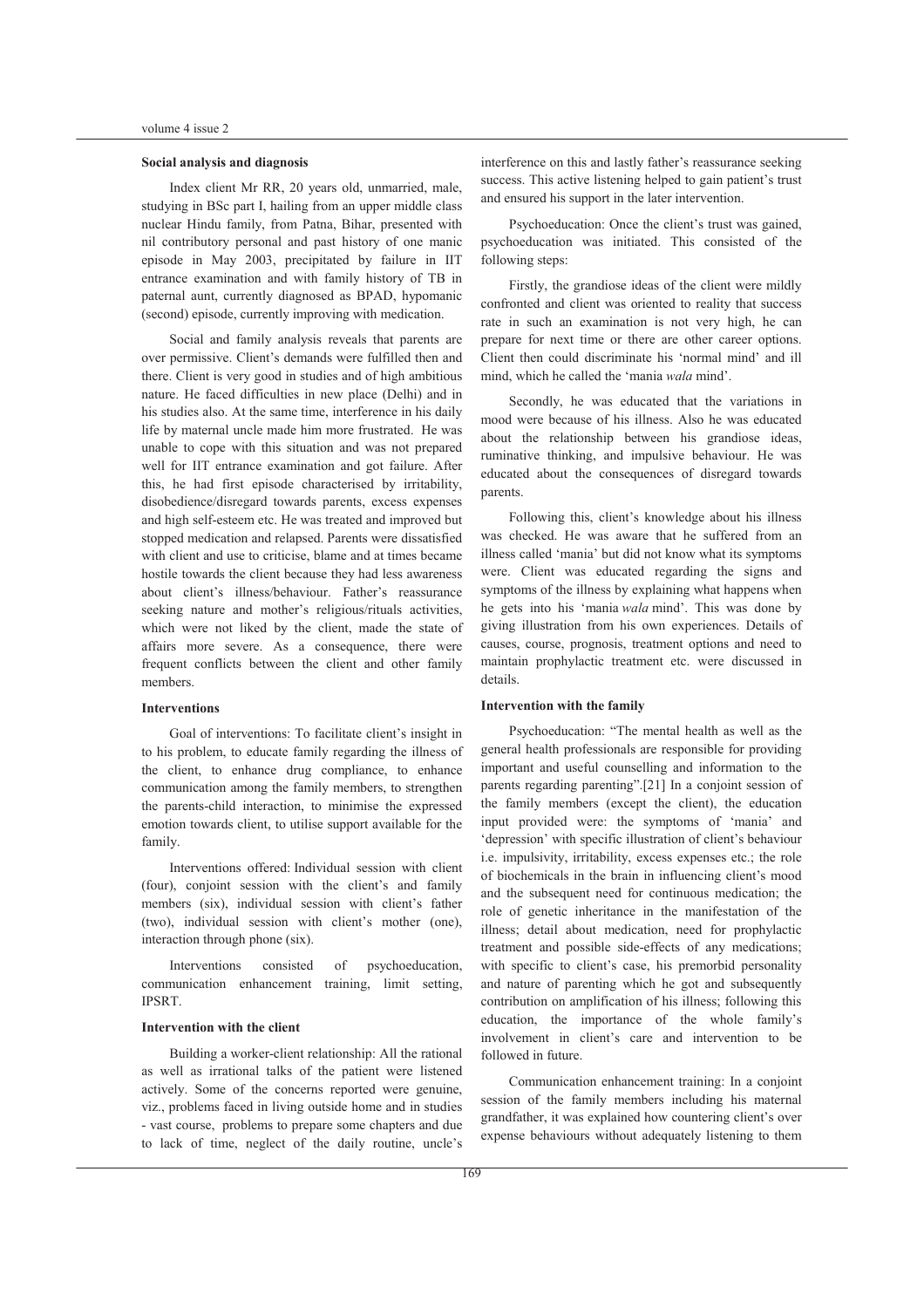#### Social analysis and diagnosis

Index client Mr RR, 20 years old, unmarried, male, studying in BSc part I, hailing from an upper middle class nuclear Hindu family, from Patna, Bihar, presented with nil contributory personal and past history of one manic episode in May 2003, precipitated by failure in IIT entrance examination and with family history of TB in paternal aunt, currently diagnosed as BPAD, hypomanic (second) episode, currently improving with medication.

Social and family analysis reveals that parents are over permissive. Client's demands were fulfilled then and there. Client is very good in studies and of high ambitious nature. He faced difficulties in new place (Delhi) and in his studies also. At the same time, interference in his daily life by maternal uncle made him more frustrated. He was unable to cope with this situation and was not prepared well for IIT entrance examination and got failure. After this, he had first episode characterised by irritability, disobedience/disregard towards parents, excess expenses and high self-esteem etc. He was treated and improved but stopped medication and relapsed. Parents were dissatisfied with client and use to criticise, blame and at times became hostile towards the client because they had less awareness about client's illness/behaviour. Father's reassurance seeking nature and mother's religious/rituals activities, which were not liked by the client, made the state of affairs more severe. As a consequence, there were frequent conflicts between the client and other family members.

#### Interventions

Goal of interventions: To facilitate client's insight in to his problem, to educate family regarding the illness of the client, to enhance drug compliance, to enhance communication among the family members, to strengthen the parents-child interaction, to minimise the expressed emotion towards client, to utilise support available for the family.

Interventions offered: Individual session with client (four), conjoint session with the client's and family members (six), individual session with client's father (two), individual session with client's mother (one), interaction through phone (six).

Interventions consisted of psychoeducation, communication enhancement training, limit setting, IPSRT.

#### Intervention with the client

Building a worker-client relationship: All the rational as well as irrational talks of the patient were listened actively. Some of the concerns reported were genuine, viz., problems faced in living outside home and in studies - vast course, problems to prepare some chapters and due to lack of time, neglect of the daily routine, uncle's interference on this and lastly father's reassurance seeking success. This active listening helped to gain patient's trust and ensured his support in the later intervention.

Psychoeducation: Once the client's trust was gained, psychoeducation was initiated. This consisted of the following steps:

Firstly, the grandiose ideas of the client were mildly confronted and client was oriented to reality that success rate in such an examination is not very high, he can prepare for next time or there are other career options. Client then could discriminate his 'normal mind' and ill mind, which he called the 'mania *wala* mind'.

Secondly, he was educated that the variations in mood were because of his illness. Also he was educated about the relationship between his grandiose ideas, ruminative thinking, and impulsive behaviour. He was educated about the consequences of disregard towards parents.

Following this, client's knowledge about his illness was checked. He was aware that he suffered from an illness called 'mania' but did not know what its symptoms were. Client was educated regarding the signs and symptoms of the illness by explaining what happens when he gets into his 'mania *wala* mind'. This was done by giving illustration from his own experiences. Details of causes, course, prognosis, treatment options and need to maintain prophylactic treatment etc. were discussed in details.

#### Intervention with the family

Psychoeducation: "The mental health as well as the general health professionals are responsible for providing important and useful counselling and information to the parents regarding parenting".[21] In a conjoint session of the family members (except the client), the education input provided were: the symptoms of 'mania' and 'depression' with specific illustration of client's behaviour i.e. impulsivity, irritability, excess expenses etc.; the role of biochemicals in the brain in influencing client's mood and the subsequent need for continuous medication; the role of genetic inheritance in the manifestation of the illness; detail about medication, need for prophylactic treatment and possible side-effects of any medications; with specific to client's case, his premorbid personality and nature of parenting which he got and subsequently contribution on amplification of his illness; following this education, the importance of the whole family's involvement in client's care and intervention to be followed in future.

Communication enhancement training: In a conjoint session of the family members including his maternal grandfather, it was explained how countering client's over expense behaviours without adequately listening to them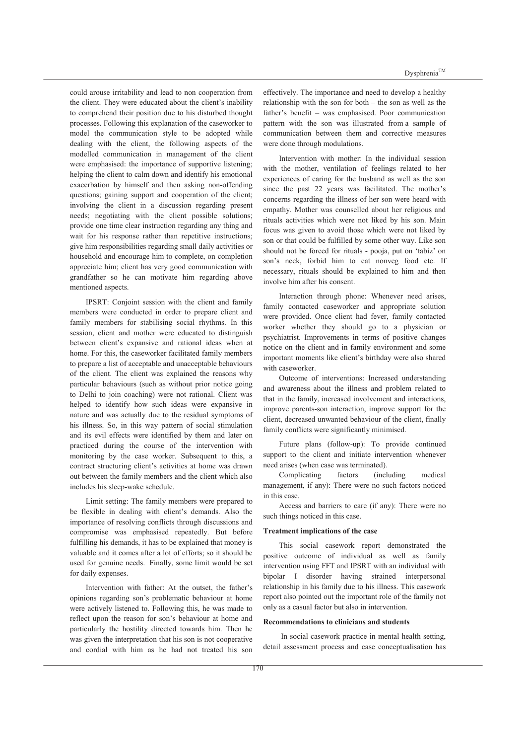could arouse irritability and lead to non cooperation from the client. They were educated about the client's inability to comprehend their position due to his disturbed thought processes. Following this explanation of the caseworker to model the communication style to be adopted while dealing with the client, the following aspects of the modelled communication in management of the client were emphasised: the importance of supportive listening; helping the client to calm down and identify his emotional exacerbation by himself and then asking non-offending questions; gaining support and cooperation of the client; involving the client in a discussion regarding present needs; negotiating with the client possible solutions; provide one time clear instruction regarding any thing and wait for his response rather than repetitive instructions; give him responsibilities regarding small daily activities or household and encourage him to complete, on completion appreciate him; client has very good communication with grandfather so he can motivate him regarding above mentioned aspects.

IPSRT: Conjoint session with the client and family members were conducted in order to prepare client and family members for stabilising social rhythms. In this session, client and mother were educated to distinguish between client's expansive and rational ideas when at home. For this, the caseworker facilitated family members to prepare a list of acceptable and unacceptable behaviours of the client. The client was explained the reasons why particular behaviours (such as without prior notice going to Delhi to join coaching) were not rational. Client was helped to identify how such ideas were expansive in nature and was actually due to the residual symptoms of his illness. So, in this way pattern of social stimulation and its evil effects were identified by them and later on practiced during the course of the intervention with monitoring by the case worker. Subsequent to this, a contract structuring client's activities at home was drawn out between the family members and the client which also includes his sleep-wake schedule.

Limit setting: The family members were prepared to be flexible in dealing with client's demands. Also the importance of resolving conflicts through discussions and compromise was emphasised repeatedly. But before fulfilling his demands, it has to be explained that money is valuable and it comes after a lot of efforts; so it should be used for genuine needs. Finally, some limit would be set for daily expenses.

Intervention with father: At the outset, the father's opinions regarding son's problematic behaviour at home were actively listened to. Following this, he was made to reflect upon the reason for son's behaviour at home and particularly the hostility directed towards him. Then he was given the interpretation that his son is not cooperative and cordial with him as he had not treated his son effectively. The importance and need to develop a healthy relationship with the son for both – the son as well as the father's benefit – was emphasised. Poor communication pattern with the son was illustrated from a sample of communication between them and corrective measures were done through modulations.

Intervention with mother: In the individual session with the mother, ventilation of feelings related to her experiences of caring for the husband as well as the son since the past 22 years was facilitated. The mother's concerns regarding the illness of her son were heard with empathy. Mother was counselled about her religious and rituals activities which were not liked by his son. Main focus was given to avoid those which were not liked by son or that could be fulfilled by some other way. Like son should not be forced for rituals - pooja, put on 'tabiz' on son's neck, forbid him to eat nonveg food etc. If necessary, rituals should be explained to him and then involve him after his consent.

Interaction through phone: Whenever need arises, family contacted caseworker and appropriate solution were provided. Once client had fever, family contacted worker whether they should go to a physician or psychiatrist. Improvements in terms of positive changes notice on the client and in family environment and some important moments like client's birthday were also shared with caseworker.

Outcome of interventions: Increased understanding and awareness about the illness and problem related to that in the family, increased involvement and interactions, improve parents-son interaction, improve support for the client, decreased unwanted behaviour of the client, finally family conflicts were significantly minimised.

Future plans (follow-up): To provide continued support to the client and initiate intervention whenever need arises (when case was terminated).

Complicating factors (including medical management, if any): There were no such factors noticed in this case.

Access and barriers to care (if any): There were no such things noticed in this case.

**Treatment implications of the case**

This social casework report demonstrated the positive outcome of individual as well as family intervention using FFT and IPSRT with an individual with bipolar I disorder having strained interpersonal relationship in his family due to his illness. This casework report also pointed out the important role of the family not only as a casual factor but also in intervention.

**Recommendations to clinicians and students**

In social casework practice in mental health setting, detail assessment process and case conceptualisation has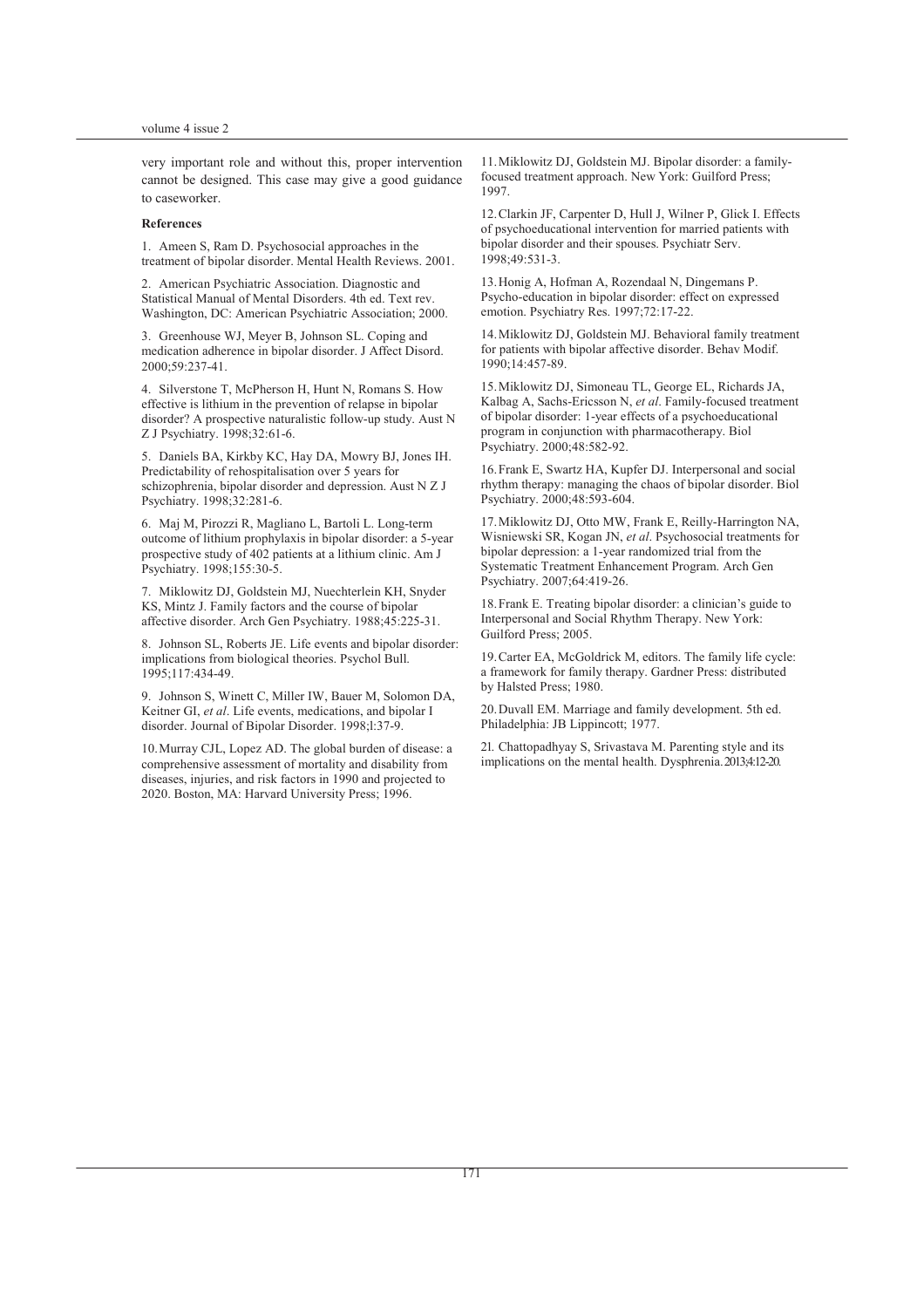very important role and without this, proper intervention cannot be designed. This case may give a good guidance to caseworker.

**References**

1. Ameen S, Ram D. Psychosocial approaches in the treatment of bipolar disorder. Mental Health Reviews. 2001.

2. American Psychiatric Association. Diagnostic and Statistical Manual of Mental Disorders. 4th ed. Text rev. Washington, DC: American Psychiatric Association; 2000.

3. Greenhouse WJ, Meyer B, Johnson SL. Coping and medication adherence in bipolar disorder. J Affect Disord. 2000;59:237-41.

4. Silverstone T, McPherson H, Hunt N, Romans S. How effective is lithium in the prevention of relapse in bipolar disorder? A prospective naturalistic follow-up study. Aust N Z J Psychiatry. 1998;32:61-6.

5. Daniels BA, Kirkby KC, Hay DA, Mowry BJ, Jones IH. Predictability of rehospitalisation over 5 years for schizophrenia, bipolar disorder and depression. Aust N Z J Psychiatry. 1998;32:281-6.

6. Maj M, Pirozzi R, Magliano L, Bartoli L. Long-term outcome of lithium prophylaxis in bipolar disorder: a 5-year prospective study of 402 patients at a lithium clinic. Am J Psychiatry. 1998;155:30-5.

7. Miklowitz DJ, Goldstein MJ, Nuechterlein KH, Snyder KS, Mintz J. Family factors and the course of bipolar affective disorder. Arch Gen Psychiatry. 1988;45:225-31.

8. Johnson SL, Roberts JE. Life events and bipolar disorder: implications from biological theories. Psychol Bull. 1995;117:434-49.

9. Johnson S, Winett C, Miller IW, Bauer M, Solomon DA, Keitner GI, *et al*. Life events, medications, and bipolar I disorder. Journal of Bipolar Disorder. 1998;l:37-9.

10. Murray CJL, Lopez AD. The global burden of disease: a comprehensive assessment of mortality and disability from diseases, injuries, and risk factors in 1990 and projected to 2020. Boston, MA: Harvard University Press; 1996.

11. Miklowitz DJ, Goldstein MJ. Bipolar disorder: a family-focused treatment approach. New York: Guilford Press; 1997.

12. Clarkin JF, Carpenter D, Hull J, Wilner P, Glick I. Effects of psychoeducational intervention for married patients with bipolar disorder and their spouses. Psychiatr Serv. 1998;49:531-3.

13. Honig A, Hofman A, Rozendaal N, Dingemans P. Psycho-education in bipolar disorder: effect on expressed emotion. Psychiatry Res. 1997;72:17-22.

14. Miklowitz DJ, Goldstein MJ. Behavioral family treatment for patients with bipolar affective disorder. Behav Modif. 1990;14:457-89.

15. Miklowitz DJ, Simoneau TL, George EL, Richards JA, Kalbag A, Sachs-Ericsson N, *et al*. Family-focused treatment of bipolar disorder: 1-year effects of a psychoeducational program in conjunction with pharmacotherapy. Biol Psychiatry. 2000;48:582-92.

16. Frank E, Swartz HA, Kupfer DJ. Interpersonal and social rhythm therapy: managing the chaos of bipolar disorder. Biol Psychiatry. 2000;48:593-604.

17. Miklowitz DJ, Otto MW, Frank E, Reilly-Harrington NA, Wisniewski SR, Kogan JN, *et al*. Psychosocial treatments for bipolar depression: a 1-year randomized trial from the Systematic Treatment Enhancement Program. Arch Gen Psychiatry. 2007;64:419-26.

18. Frank E. Treating bipolar disorder: a clinician's guide to Interpersonal and Social Rhythm Therapy. New York: Guilford Press; 2005.

19. Carter EA, McGoldrick M, editors. The family life cycle: a framework for family therapy. Gardner Press: distributed by Halsted Press; 1980.

20. Duvall EM. Marriage and family development. 5th ed. Philadelphia: JB Lippincott; 1977.

21. Chattopadhyay S, Srivastava M. Parenting style and its implications on the mental health. Dysphrenia. 2013;4:12-20.